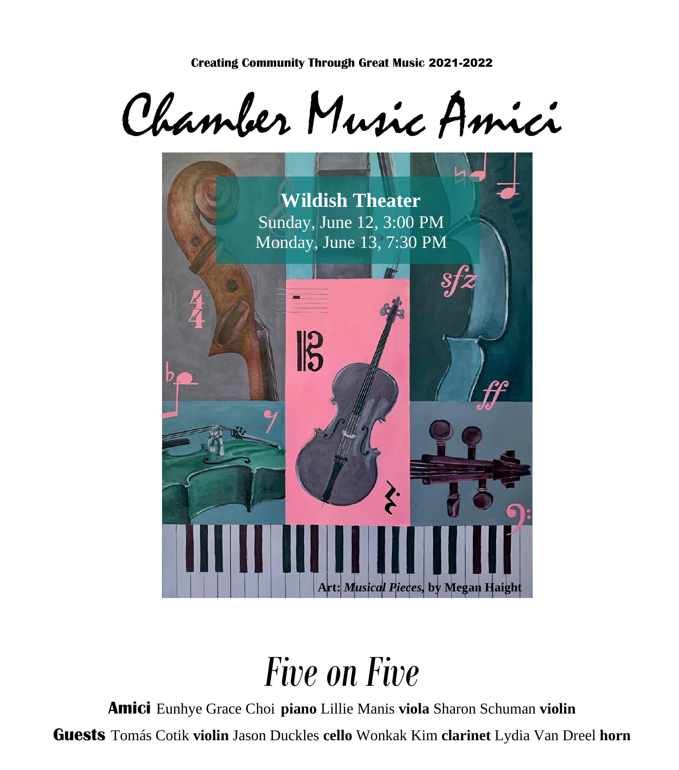**Creating Community Through Great Music 2021-2022**

# Chamber Music Amici

**Wildish Theater**
Sunday, June 12, 3:00 PM
Monday, June 13, 7:30 PM

**Art:** ***Musical Pieces,*** **by Megan Haight**

# *Five on Five*

**Amici** Eunhye Grace Choi **piano** Lillie Manis **viola** Sharon Schuman **violin**

**Guests** Tomás Cotik **violin** Jason Duckles **cello** Wonkak Kim **clarinet** Lydia Van Dreel **horn**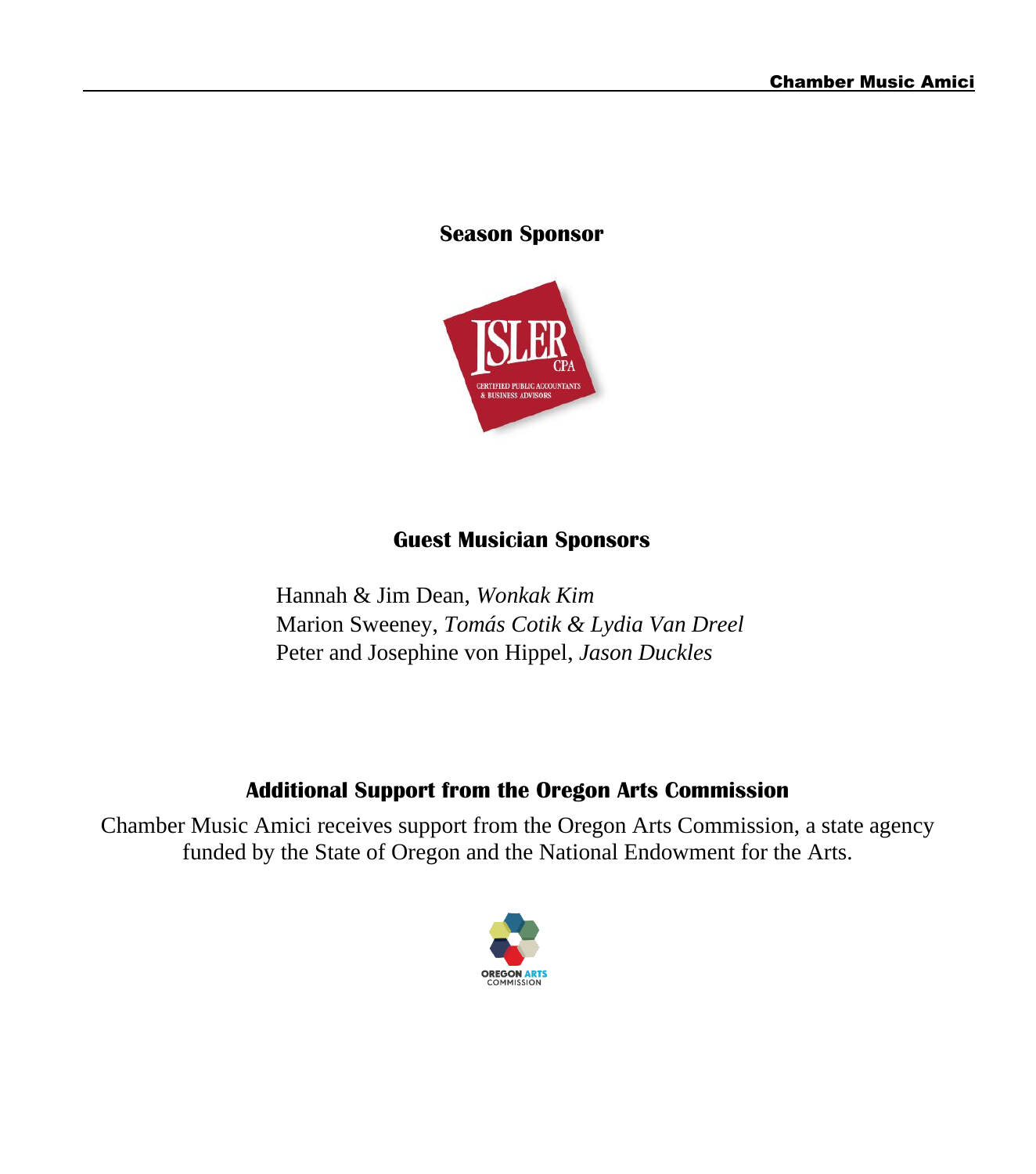## Season Sponsor

ISLER CPA
CERTIFIED PUBLIC ACCOUNTANTS & BUSINESS ADVISORS

## Guest Musician Sponsors

Hannah & Jim Dean, *Wonkak Kim*
Marion Sweeney, *Tomás Cotik & Lydia Van Dreel*
Peter and Josephine von Hippel, *Jason Duckles*

## Additional Support from the Oregon Arts Commission

Chamber Music Amici receives support from the Oregon Arts Commission, a state agency funded by the State of Oregon and the National Endowment for the Arts.

OREGON ARTS COMMISSION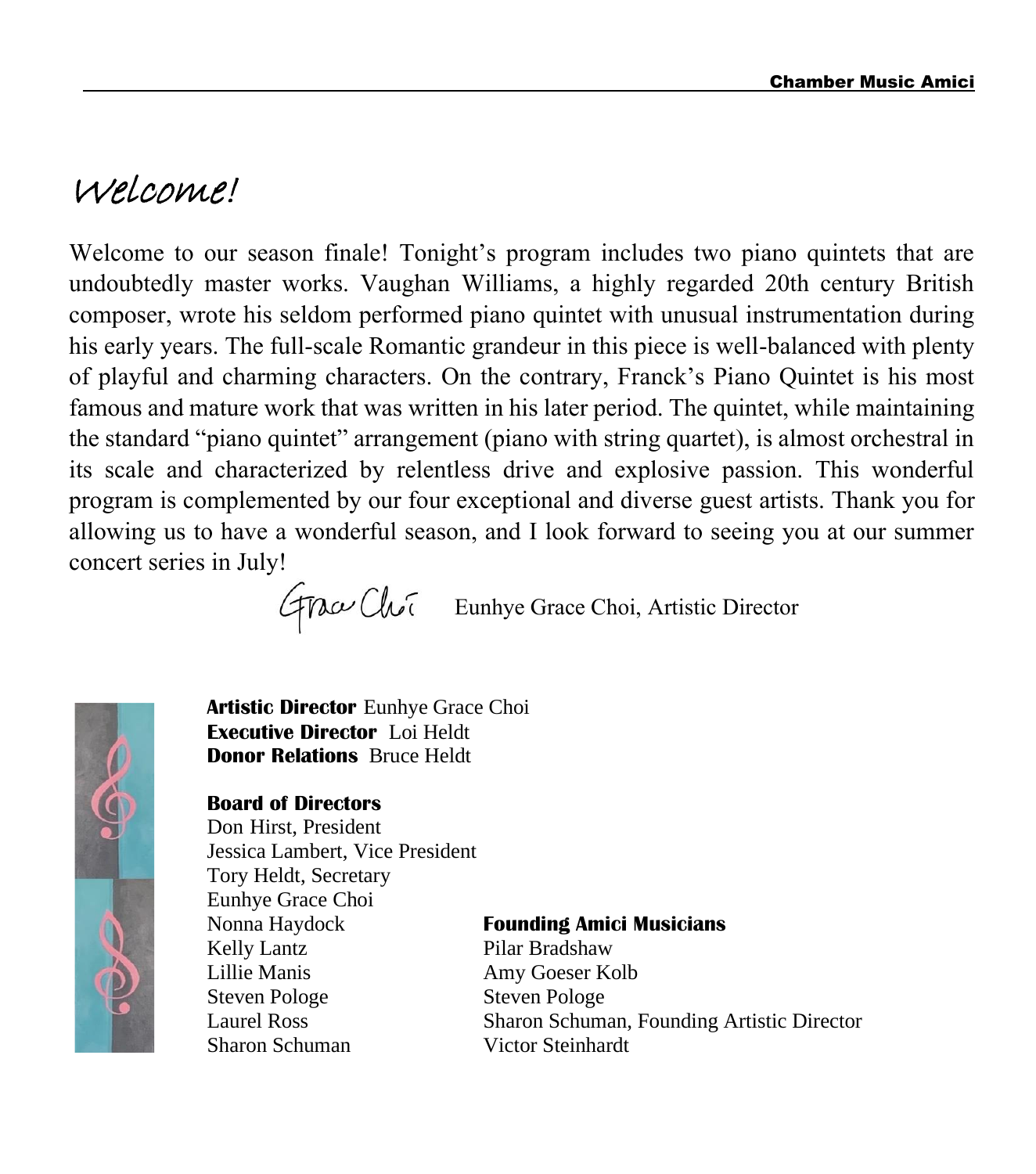# Welcome!

Welcome to our season finale! Tonight's program includes two piano quintets that are undoubtedly master works. Vaughan Williams, a highly regarded 20th century British composer, wrote his seldom performed piano quintet with unusual instrumentation during his early years. The full-scale Romantic grandeur in this piece is well-balanced with plenty of playful and charming characters. On the contrary, Franck's Piano Quintet is his most famous and mature work that was written in his later period. The quintet, while maintaining the standard "piano quintet" arrangement (piano with string quartet), is almost orchestral in its scale and characterized by relentless drive and explosive passion. This wonderful program is complemented by our four exceptional and diverse guest artists. Thank you for allowing us to have a wonderful season, and I look forward to seeing you at our summer concert series in July!

Grace Choi — Eunhye Grace Choi, Artistic Director

**Artistic Director** Eunhye Grace Choi
**Executive Director** Loi Heldt
**Donor Relations** Bruce Heldt

**Board of Directors**
Don Hirst, President
Jessica Lambert, Vice President
Tory Heldt, Secretary
Eunhye Grace Choi
Nonna Haydock
Kelly Lantz
Lillie Manis
Steven Pologe
Laurel Ross
Sharon Schuman

**Founding Amici Musicians**
Pilar Bradshaw
Amy Goeser Kolb
Steven Pologe
Sharon Schuman, Founding Artistic Director
Victor Steinhardt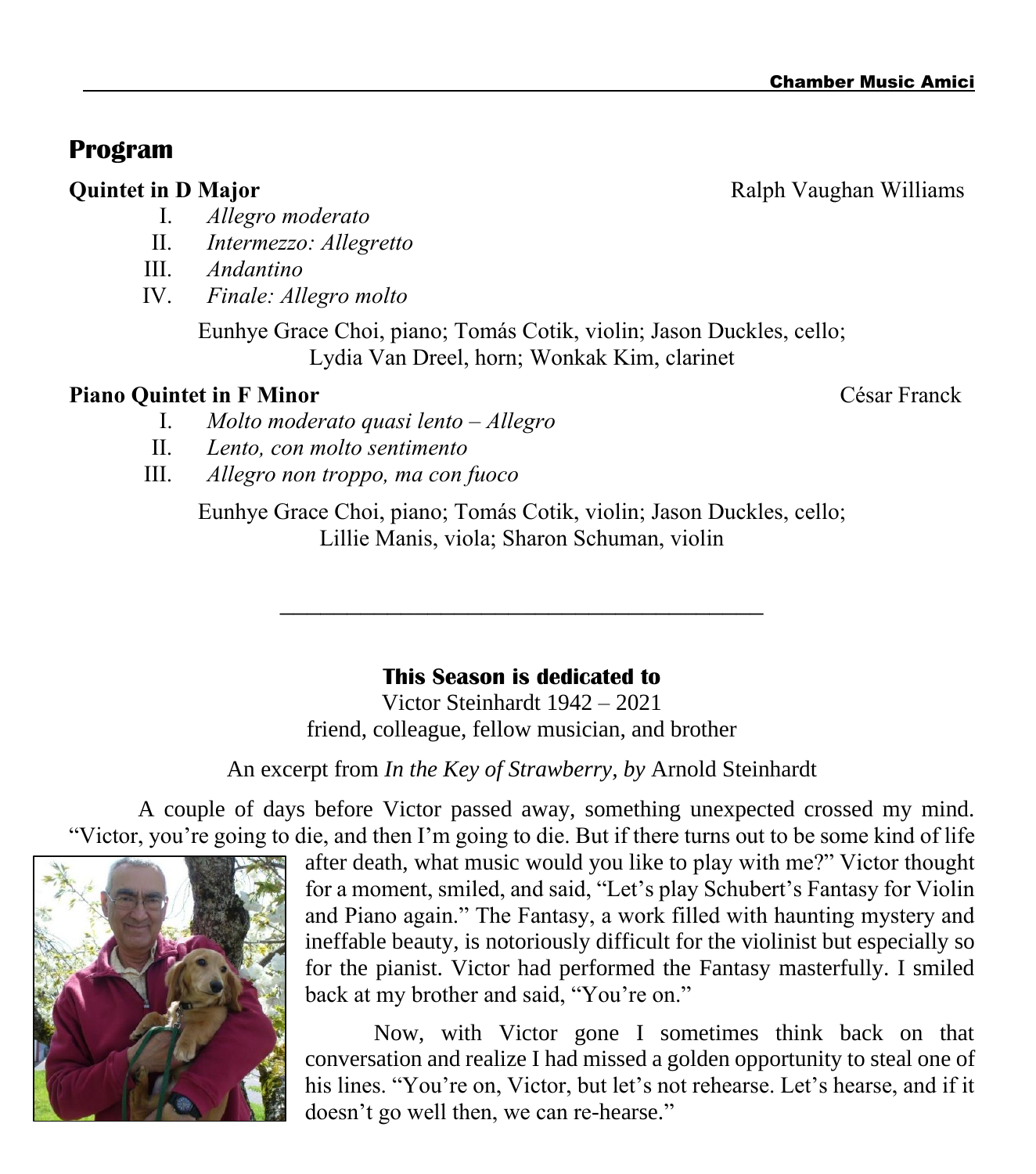## Program

**Quintet in D Major** — Ralph Vaughan Williams

I. *Allegro moderato*
II. *Intermezzo: Allegretto*
III. *Andantino*
IV. *Finale: Allegro molto*

Eunhye Grace Choi, piano; Tomás Cotik, violin; Jason Duckles, cello;
Lydia Van Dreel, horn; Wonkak Kim, clarinet

**Piano Quintet in F Minor** — César Franck

I. *Molto moderato quasi lento – Allegro*
II. *Lento, con molto sentimento*
III. *Allegro non troppo, ma con fuoco*

Eunhye Grace Choi, piano; Tomás Cotik, violin; Jason Duckles, cello;
Lillie Manis, viola; Sharon Schuman, violin

---

**This Season is dedicated to**

Victor Steinhardt 1942 – 2021
friend, colleague, fellow musician, and brother

An excerpt from *In the Key of Strawberry, by* Arnold Steinhardt

A couple of days before Victor passed away, something unexpected crossed my mind. "Victor, you're going to die, and then I'm going to die. But if there turns out to be some kind of life after death, what music would you like to play with me?" Victor thought for a moment, smiled, and said, "Let's play Schubert's Fantasy for Violin and Piano again." The Fantasy, a work filled with haunting mystery and ineffable beauty, is notoriously difficult for the violinist but especially so for the pianist. Victor had performed the Fantasy masterfully. I smiled back at my brother and said, "You're on."

Now, with Victor gone I sometimes think back on that conversation and realize I had missed a golden opportunity to steal one of his lines. "You're on, Victor, but let's not rehearse. Let's hearse, and if it doesn't go well then, we can re-hearse."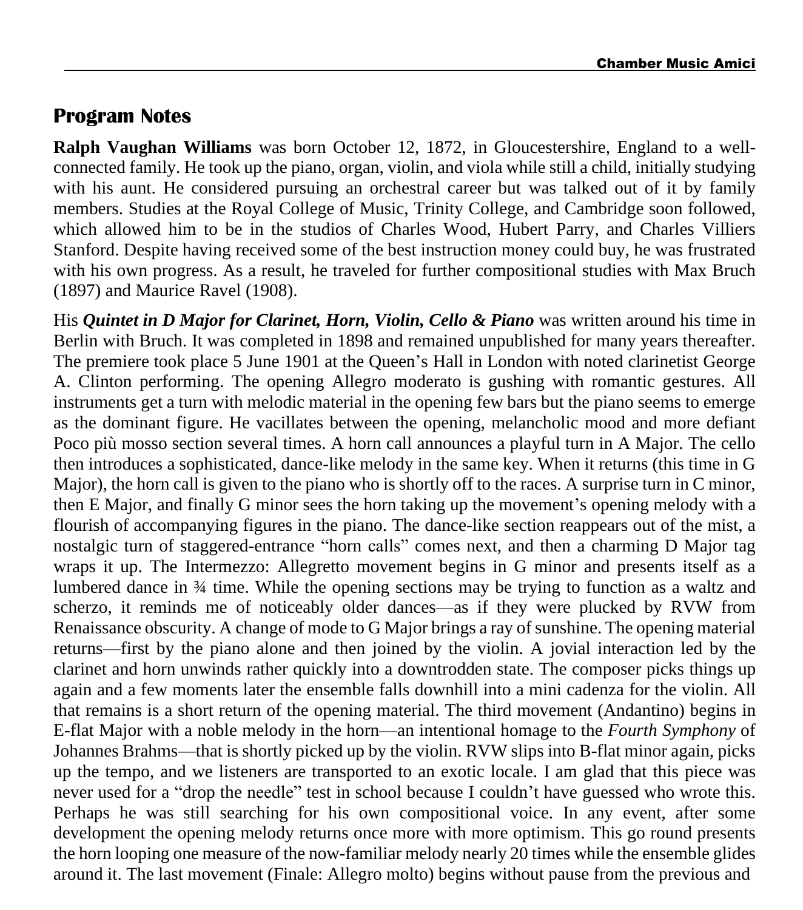## Program Notes

**Ralph Vaughan Williams** was born October 12, 1872, in Gloucestershire, England to a well-connected family. He took up the piano, organ, violin, and viola while still a child, initially studying with his aunt. He considered pursuing an orchestral career but was talked out of it by family members. Studies at the Royal College of Music, Trinity College, and Cambridge soon followed, which allowed him to be in the studios of Charles Wood, Hubert Parry, and Charles Villiers Stanford. Despite having received some of the best instruction money could buy, he was frustrated with his own progress. As a result, he traveled for further compositional studies with Max Bruch (1897) and Maurice Ravel (1908).

His ***Quintet in D Major for Clarinet, Horn, Violin, Cello & Piano*** was written around his time in Berlin with Bruch. It was completed in 1898 and remained unpublished for many years thereafter. The premiere took place 5 June 1901 at the Queen's Hall in London with noted clarinetist George A. Clinton performing. The opening Allegro moderato is gushing with romantic gestures. All instruments get a turn with melodic material in the opening few bars but the piano seems to emerge as the dominant figure. He vacillates between the opening, melancholic mood and more defiant Poco più mosso section several times. A horn call announces a playful turn in A Major. The cello then introduces a sophisticated, dance-like melody in the same key. When it returns (this time in G Major), the horn call is given to the piano who is shortly off to the races. A surprise turn in C minor, then E Major, and finally G minor sees the horn taking up the movement's opening melody with a flourish of accompanying figures in the piano. The dance-like section reappears out of the mist, a nostalgic turn of staggered-entrance "horn calls" comes next, and then a charming D Major tag wraps it up. The Intermezzo: Allegretto movement begins in G minor and presents itself as a lumbered dance in ¾ time. While the opening sections may be trying to function as a waltz and scherzo, it reminds me of noticeably older dances—as if they were plucked by RVW from Renaissance obscurity. A change of mode to G Major brings a ray of sunshine. The opening material returns—first by the piano alone and then joined by the violin. A jovial interaction led by the clarinet and horn unwinds rather quickly into a downtrodden state. The composer picks things up again and a few moments later the ensemble falls downhill into a mini cadenza for the violin. All that remains is a short return of the opening material. The third movement (Andantino) begins in E-flat Major with a noble melody in the horn—an intentional homage to the *Fourth Symphony* of Johannes Brahms—that is shortly picked up by the violin. RVW slips into B-flat minor again, picks up the tempo, and we listeners are transported to an exotic locale. I am glad that this piece was never used for a "drop the needle" test in school because I couldn't have guessed who wrote this. Perhaps he was still searching for his own compositional voice. In any event, after some development the opening melody returns once more with more optimism. This go round presents the horn looping one measure of the now-familiar melody nearly 20 times while the ensemble glides around it. The last movement (Finale: Allegro molto) begins without pause from the previous and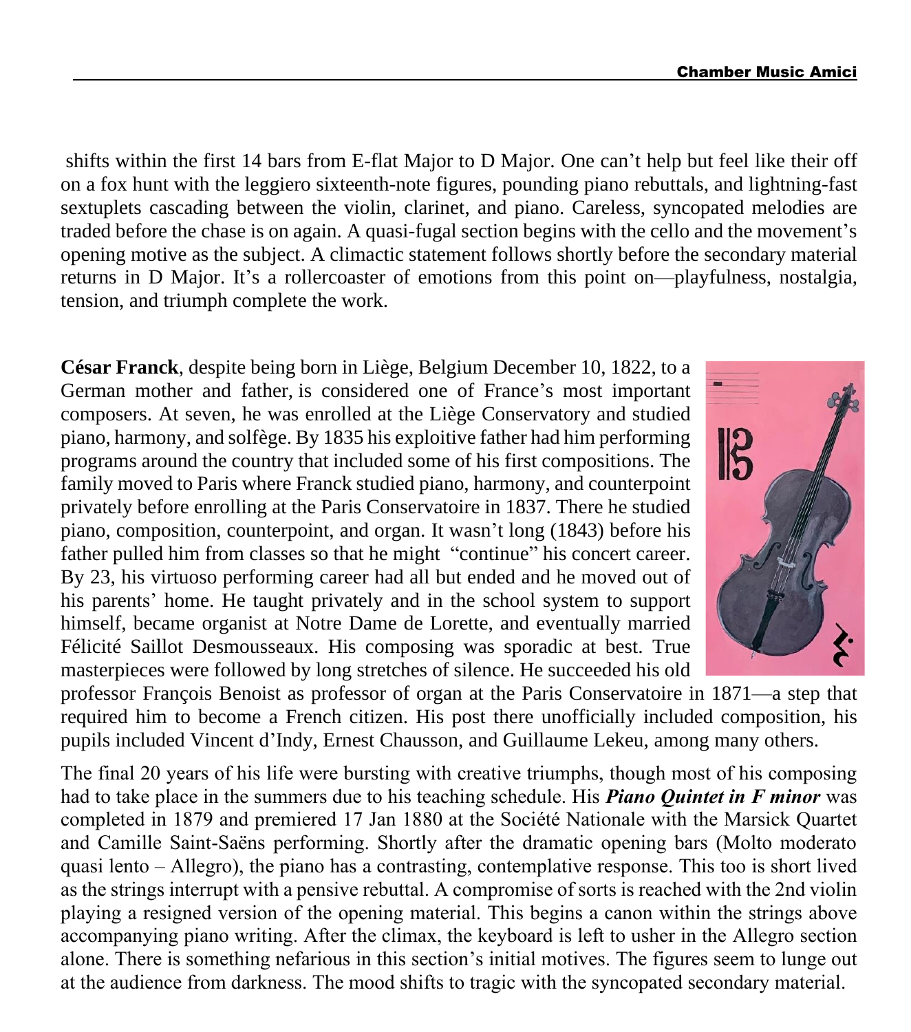shifts within the first 14 bars from E-flat Major to D Major. One can't help but feel like their off on a fox hunt with the leggiero sixteenth-note figures, pounding piano rebuttals, and lightning-fast sextuplets cascading between the violin, clarinet, and piano. Careless, syncopated melodies are traded before the chase is on again. A quasi-fugal section begins with the cello and the movement's opening motive as the subject. A climactic statement follows shortly before the secondary material returns in D Major. It's a rollercoaster of emotions from this point on—playfulness, nostalgia, tension, and triumph complete the work.

**César Franck**, despite being born in Liège, Belgium December 10, 1822, to a German mother and father, is considered one of France's most important composers. At seven, he was enrolled at the Liège Conservatory and studied piano, harmony, and solfège. By 1835 his exploitive father had him performing programs around the country that included some of his first compositions. The family moved to Paris where Franck studied piano, harmony, and counterpoint privately before enrolling at the Paris Conservatoire in 1837. There he studied piano, composition, counterpoint, and organ. It wasn't long (1843) before his father pulled him from classes so that he might "continue" his concert career. By 23, his virtuoso performing career had all but ended and he moved out of his parents' home. He taught privately and in the school system to support himself, became organist at Notre Dame de Lorette, and eventually married Félicité Saillot Desmousseaux. His composing was sporadic at best. True masterpieces were followed by long stretches of silence. He succeeded his old professor François Benoist as professor of organ at the Paris Conservatoire in 1871—a step that required him to become a French citizen. His post there unofficially included composition, his pupils included Vincent d'Indy, Ernest Chausson, and Guillaume Lekeu, among many others.

The final 20 years of his life were bursting with creative triumphs, though most of his composing had to take place in the summers due to his teaching schedule. His ***Piano Quintet in F minor*** was completed in 1879 and premiered 17 Jan 1880 at the Société Nationale with the Marsick Quartet and Camille Saint-Saëns performing. Shortly after the dramatic opening bars (Molto moderato quasi lento – Allegro), the piano has a contrasting, contemplative response. This too is short lived as the strings interrupt with a pensive rebuttal. A compromise of sorts is reached with the 2nd violin playing a resigned version of the opening material. This begins a canon within the strings above accompanying piano writing. After the climax, the keyboard is left to usher in the Allegro section alone. There is something nefarious in this section's initial motives. The figures seem to lunge out at the audience from darkness. The mood shifts to tragic with the syncopated secondary material.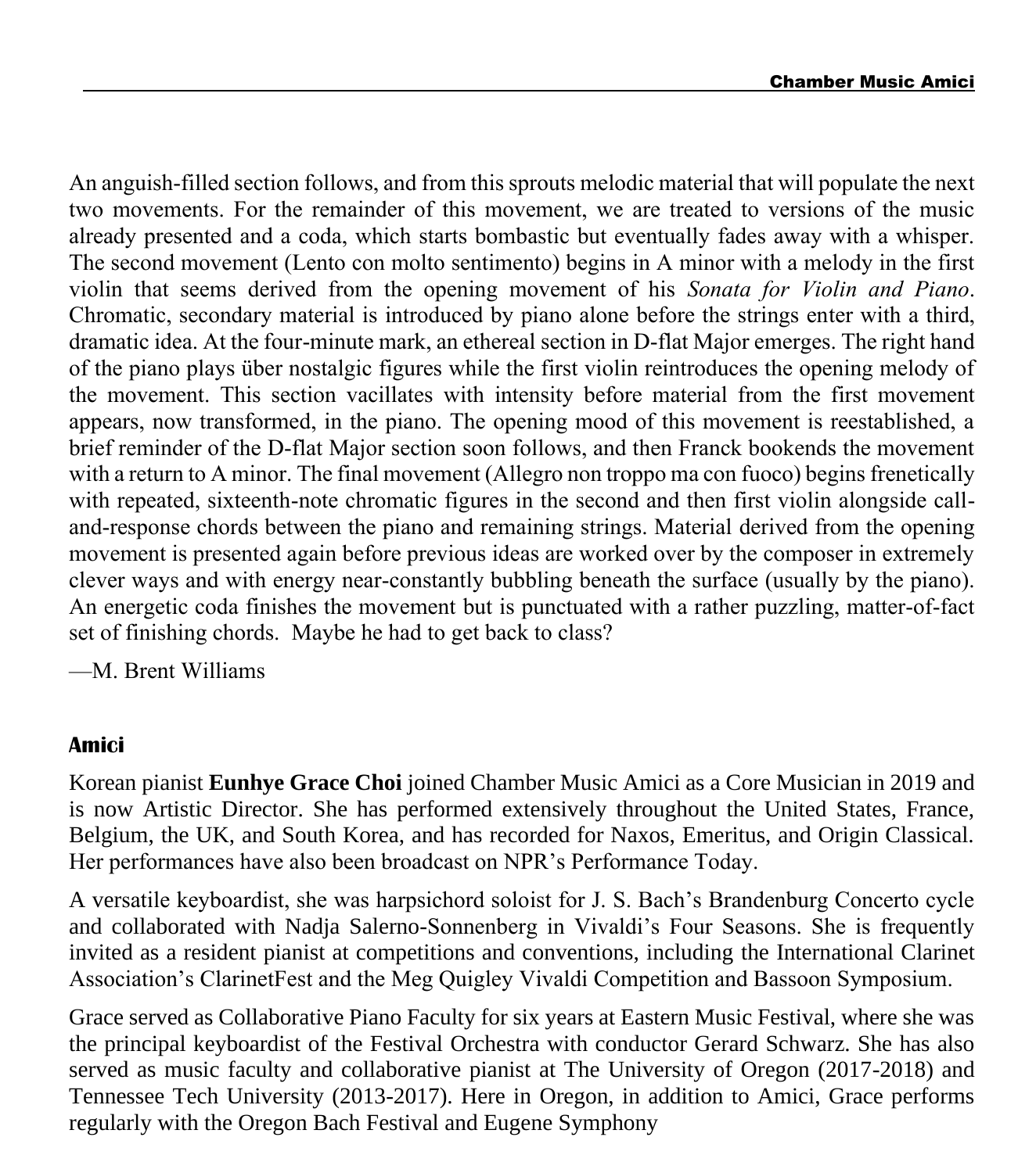An anguish-filled section follows, and from this sprouts melodic material that will populate the next two movements. For the remainder of this movement, we are treated to versions of the music already presented and a coda, which starts bombastic but eventually fades away with a whisper. The second movement (Lento con molto sentimento) begins in A minor with a melody in the first violin that seems derived from the opening movement of his *Sonata for Violin and Piano*. Chromatic, secondary material is introduced by piano alone before the strings enter with a third, dramatic idea. At the four-minute mark, an ethereal section in D-flat Major emerges. The right hand of the piano plays über nostalgic figures while the first violin reintroduces the opening melody of the movement. This section vacillates with intensity before material from the first movement appears, now transformed, in the piano. The opening mood of this movement is reestablished, a brief reminder of the D-flat Major section soon follows, and then Franck bookends the movement with a return to A minor. The final movement (Allegro non troppo ma con fuoco) begins frenetically with repeated, sixteenth-note chromatic figures in the second and then first violin alongside call-and-response chords between the piano and remaining strings. Material derived from the opening movement is presented again before previous ideas are worked over by the composer in extremely clever ways and with energy near-constantly bubbling beneath the surface (usually by the piano). An energetic coda finishes the movement but is punctuated with a rather puzzling, matter-of-fact set of finishing chords. Maybe he had to get back to class?

—M. Brent Williams

## Amici

Korean pianist **Eunhye Grace Choi** joined Chamber Music Amici as a Core Musician in 2019 and is now Artistic Director. She has performed extensively throughout the United States, France, Belgium, the UK, and South Korea, and has recorded for Naxos, Emeritus, and Origin Classical. Her performances have also been broadcast on NPR's Performance Today.

A versatile keyboardist, she was harpsichord soloist for J. S. Bach's Brandenburg Concerto cycle and collaborated with Nadja Salerno-Sonnenberg in Vivaldi's Four Seasons. She is frequently invited as a resident pianist at competitions and conventions, including the International Clarinet Association's ClarinetFest and the Meg Quigley Vivaldi Competition and Bassoon Symposium.

Grace served as Collaborative Piano Faculty for six years at Eastern Music Festival, where she was the principal keyboardist of the Festival Orchestra with conductor Gerard Schwarz. She has also served as music faculty and collaborative pianist at The University of Oregon (2017-2018) and Tennessee Tech University (2013-2017). Here in Oregon, in addition to Amici, Grace performs regularly with the Oregon Bach Festival and Eugene Symphony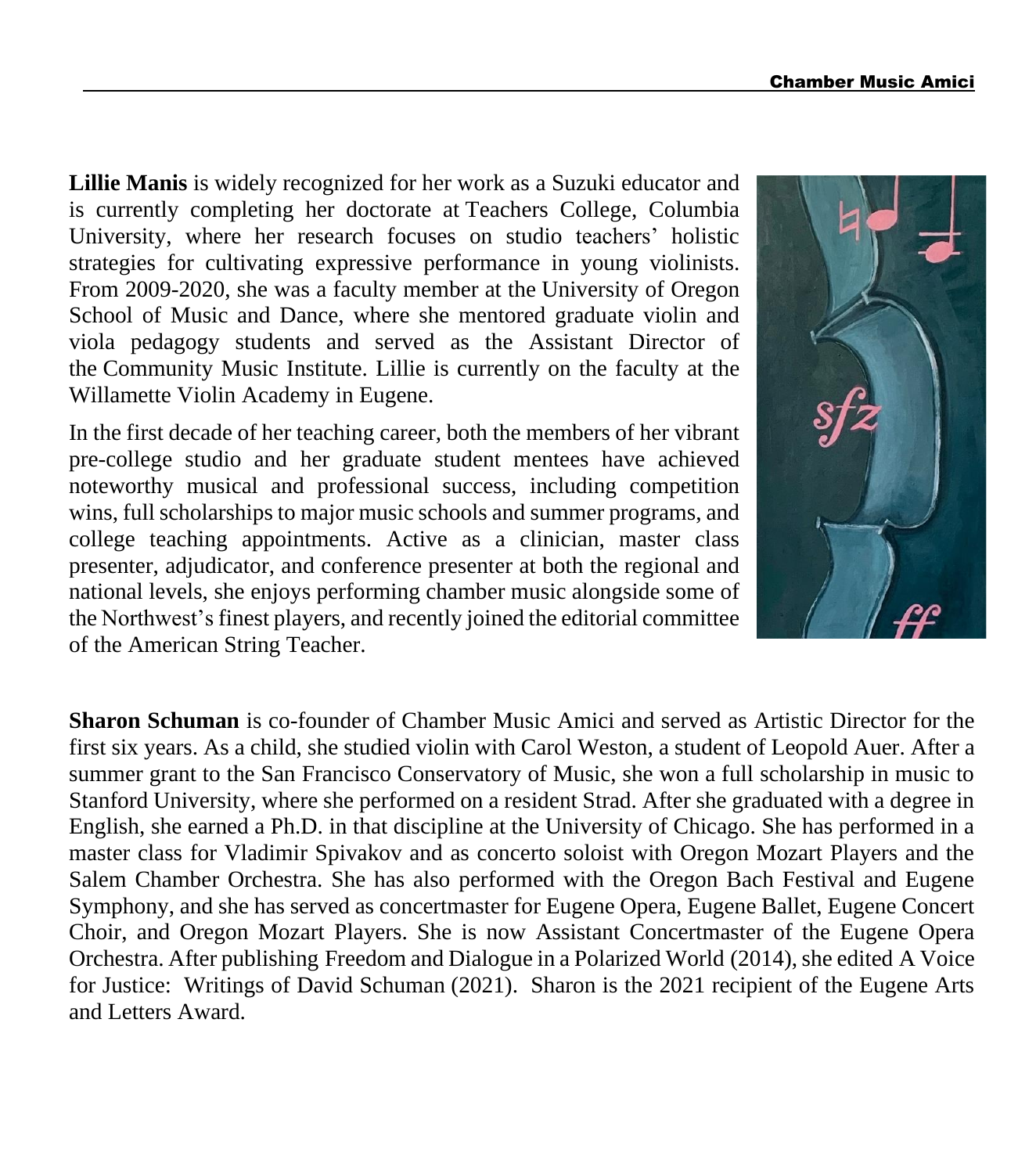**Lillie Manis** is widely recognized for her work as a Suzuki educator and is currently completing her doctorate at Teachers College, Columbia University, where her research focuses on studio teachers' holistic strategies for cultivating expressive performance in young violinists. From 2009-2020, she was a faculty member at the University of Oregon School of Music and Dance, where she mentored graduate violin and viola pedagogy students and served as the Assistant Director of the Community Music Institute. Lillie is currently on the faculty at the Willamette Violin Academy in Eugene.

In the first decade of her teaching career, both the members of her vibrant pre-college studio and her graduate student mentees have achieved noteworthy musical and professional success, including competition wins, full scholarships to major music schools and summer programs, and college teaching appointments. Active as a clinician, master class presenter, adjudicator, and conference presenter at both the regional and national levels, she enjoys performing chamber music alongside some of the Northwest's finest players, and recently joined the editorial committee of the American String Teacher.

**Sharon Schuman** is co-founder of Chamber Music Amici and served as Artistic Director for the first six years. As a child, she studied violin with Carol Weston, a student of Leopold Auer. After a summer grant to the San Francisco Conservatory of Music, she won a full scholarship in music to Stanford University, where she performed on a resident Strad. After she graduated with a degree in English, she earned a Ph.D. in that discipline at the University of Chicago. She has performed in a master class for Vladimir Spivakov and as concerto soloist with Oregon Mozart Players and the Salem Chamber Orchestra. She has also performed with the Oregon Bach Festival and Eugene Symphony, and she has served as concertmaster for Eugene Opera, Eugene Ballet, Eugene Concert Choir, and Oregon Mozart Players. She is now Assistant Concertmaster of the Eugene Opera Orchestra. After publishing Freedom and Dialogue in a Polarized World (2014), she edited A Voice for Justice: Writings of David Schuman (2021). Sharon is the 2021 recipient of the Eugene Arts and Letters Award.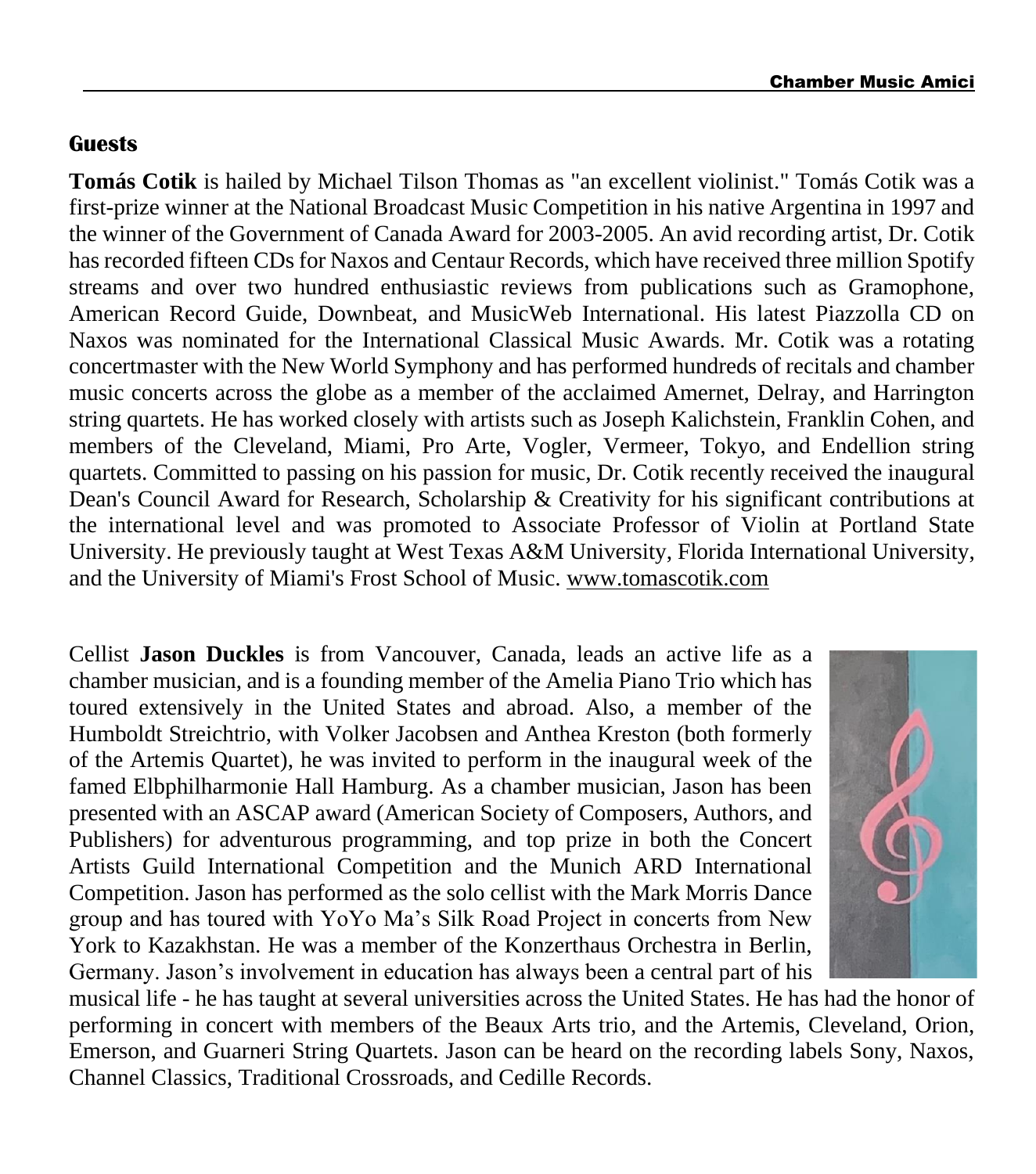## Guests

**Tomás Cotik** is hailed by Michael Tilson Thomas as "an excellent violinist." Tomás Cotik was a first-prize winner at the National Broadcast Music Competition in his native Argentina in 1997 and the winner of the Government of Canada Award for 2003-2005. An avid recording artist, Dr. Cotik has recorded fifteen CDs for Naxos and Centaur Records, which have received three million Spotify streams and over two hundred enthusiastic reviews from publications such as Gramophone, American Record Guide, Downbeat, and MusicWeb International. His latest Piazzolla CD on Naxos was nominated for the International Classical Music Awards. Mr. Cotik was a rotating concertmaster with the New World Symphony and has performed hundreds of recitals and chamber music concerts across the globe as a member of the acclaimed Amernet, Delray, and Harrington string quartets. He has worked closely with artists such as Joseph Kalichstein, Franklin Cohen, and members of the Cleveland, Miami, Pro Arte, Vogler, Vermeer, Tokyo, and Endellion string quartets. Committed to passing on his passion for music, Dr. Cotik recently received the inaugural Dean's Council Award for Research, Scholarship & Creativity for his significant contributions at the international level and was promoted to Associate Professor of Violin at Portland State University. He previously taught at West Texas A&M University, Florida International University, and the University of Miami's Frost School of Music. www.tomascotik.com

Cellist **Jason Duckles** is from Vancouver, Canada, leads an active life as a chamber musician, and is a founding member of the Amelia Piano Trio which has toured extensively in the United States and abroad. Also, a member of the Humboldt Streichtrio, with Volker Jacobsen and Anthea Kreston (both formerly of the Artemis Quartet), he was invited to perform in the inaugural week of the famed Elbphilharmonie Hall Hamburg. As a chamber musician, Jason has been presented with an ASCAP award (American Society of Composers, Authors, and Publishers) for adventurous programming, and top prize in both the Concert Artists Guild International Competition and the Munich ARD International Competition. Jason has performed as the solo cellist with the Mark Morris Dance group and has toured with YoYo Ma's Silk Road Project in concerts from New York to Kazakhstan. He was a member of the Konzerthaus Orchestra in Berlin, Germany. Jason's involvement in education has always been a central part of his musical life - he has taught at several universities across the United States. He has had the honor of performing in concert with members of the Beaux Arts trio, and the Artemis, Cleveland, Orion, Emerson, and Guarneri String Quartets. Jason can be heard on the recording labels Sony, Naxos, Channel Classics, Traditional Crossroads, and Cedille Records.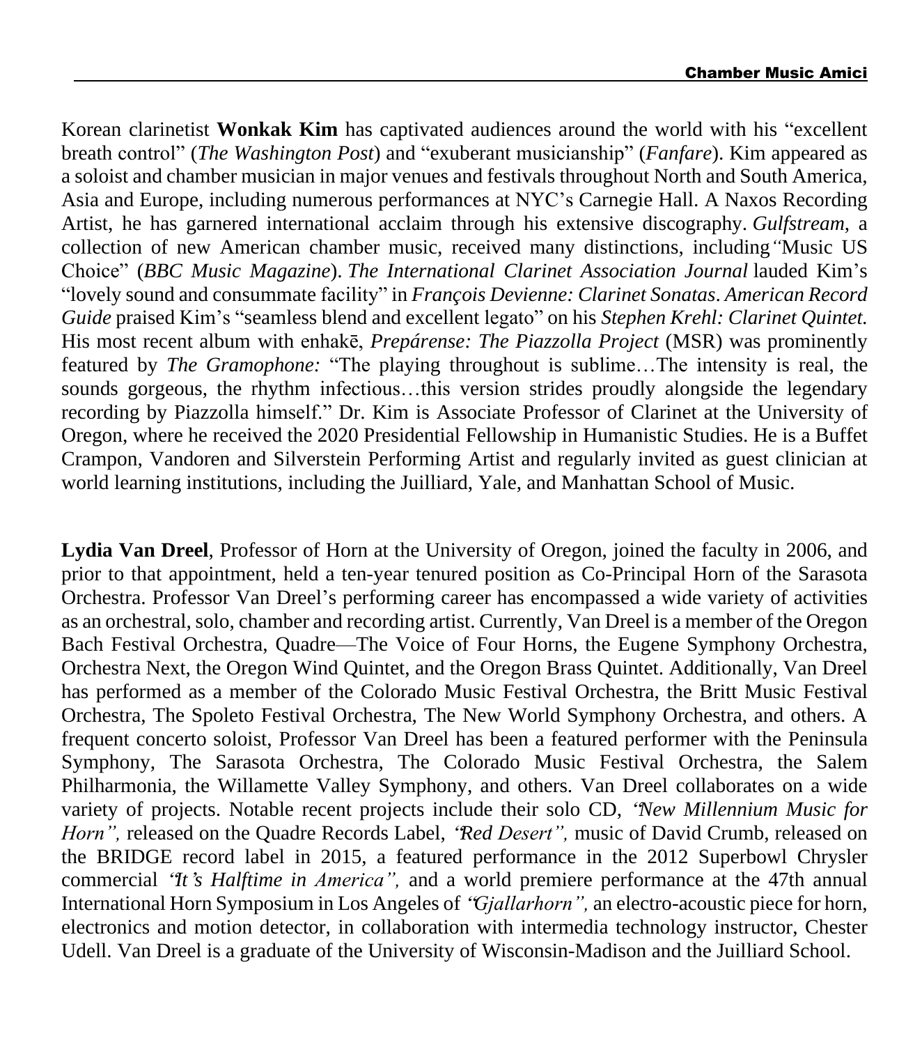Korean clarinetist **Wonkak Kim** has captivated audiences around the world with his "excellent breath control" (*The Washington Post*) and "exuberant musicianship" (*Fanfare*). Kim appeared as a soloist and chamber musician in major venues and festivals throughout North and South America, Asia and Europe, including numerous performances at NYC's Carnegie Hall. A Naxos Recording Artist, he has garnered international acclaim through his extensive discography. *Gulfstream*, a collection of new American chamber music, received many distinctions, including "Music US Choice" (*BBC Music Magazine*). *The International Clarinet Association Journal* lauded Kim's "lovely sound and consummate facility" in *François Devienne: Clarinet Sonatas*. *American Record Guide* praised Kim's "seamless blend and excellent legato" on his *Stephen Krehl: Clarinet Quintet.* His most recent album with enhakē, *Prepárense: The Piazzolla Project* (MSR) was prominently featured by *The Gramophone:* "The playing throughout is sublime…The intensity is real, the sounds gorgeous, the rhythm infectious…this version strides proudly alongside the legendary recording by Piazzolla himself." Dr. Kim is Associate Professor of Clarinet at the University of Oregon, where he received the 2020 Presidential Fellowship in Humanistic Studies. He is a Buffet Crampon, Vandoren and Silverstein Performing Artist and regularly invited as guest clinician at world learning institutions, including the Juilliard, Yale, and Manhattan School of Music.

**Lydia Van Dreel**, Professor of Horn at the University of Oregon, joined the faculty in 2006, and prior to that appointment, held a ten-year tenured position as Co-Principal Horn of the Sarasota Orchestra. Professor Van Dreel's performing career has encompassed a wide variety of activities as an orchestral, solo, chamber and recording artist. Currently, Van Dreel is a member of the Oregon Bach Festival Orchestra, Quadre—The Voice of Four Horns, the Eugene Symphony Orchestra, Orchestra Next, the Oregon Wind Quintet, and the Oregon Brass Quintet. Additionally, Van Dreel has performed as a member of the Colorado Music Festival Orchestra, the Britt Music Festival Orchestra, The Spoleto Festival Orchestra, The New World Symphony Orchestra, and others. A frequent concerto soloist, Professor Van Dreel has been a featured performer with the Peninsula Symphony, The Sarasota Orchestra, The Colorado Music Festival Orchestra, the Salem Philharmonia, the Willamette Valley Symphony, and others. Van Dreel collaborates on a wide variety of projects. Notable recent projects include their solo CD, *"New Millennium Music for Horn",* released on the Quadre Records Label, *"Red Desert",* music of David Crumb, released on the BRIDGE record label in 2015, a featured performance in the 2012 Superbowl Chrysler commercial *"It's Halftime in America",* and a world premiere performance at the 47th annual International Horn Symposium in Los Angeles of *"Gjallarhorn",* an electro-acoustic piece for horn, electronics and motion detector, in collaboration with intermedia technology instructor, Chester Udell. Van Dreel is a graduate of the University of Wisconsin-Madison and the Juilliard School.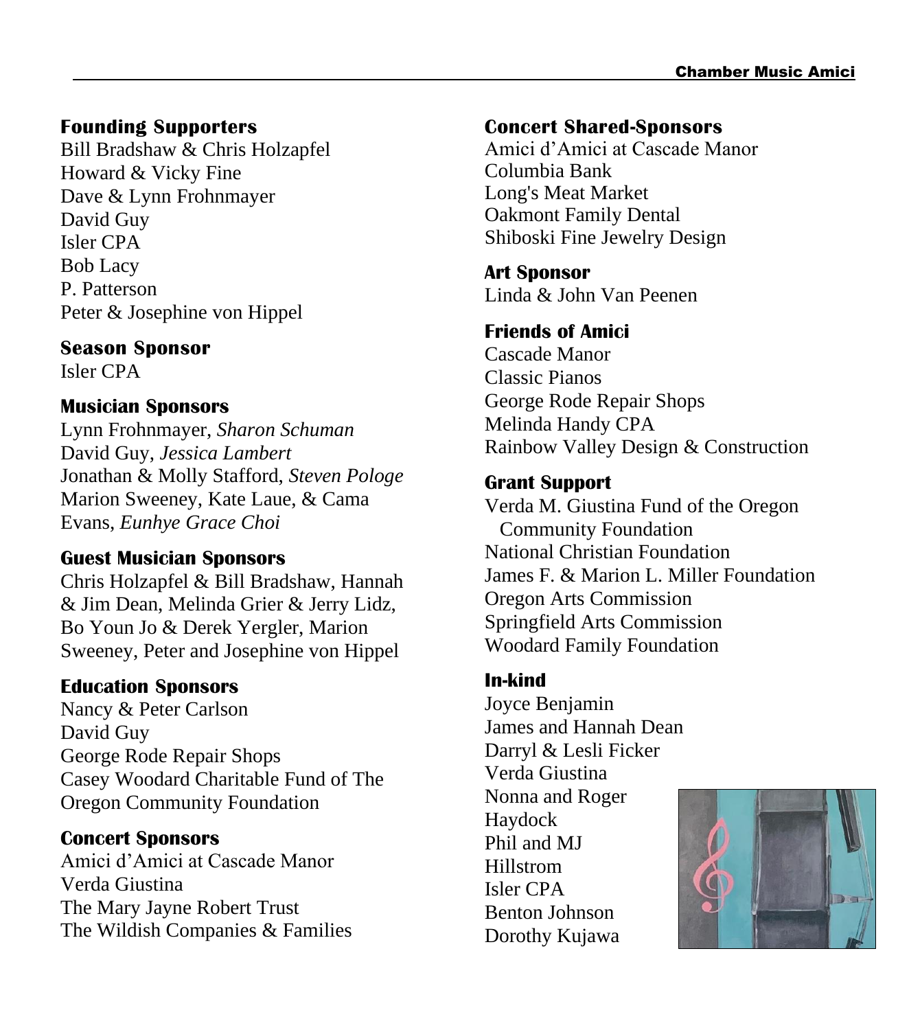## Founding Supporters

Bill Bradshaw & Chris Holzapfel
Howard & Vicky Fine
Dave & Lynn Frohnmayer
David Guy
Isler CPA
Bob Lacy
P. Patterson
Peter & Josephine von Hippel

## Season Sponsor

Isler CPA

## Musician Sponsors

Lynn Frohnmayer, *Sharon Schuman*
David Guy, *Jessica Lambert*
Jonathan & Molly Stafford, *Steven Pologe*
Marion Sweeney, Kate Laue, & Cama Evans, *Eunhye Grace Choi*

## Guest Musician Sponsors

Chris Holzapfel & Bill Bradshaw, Hannah & Jim Dean, Melinda Grier & Jerry Lidz, Bo Youn Jo & Derek Yergler, Marion Sweeney, Peter and Josephine von Hippel

## Education Sponsors

Nancy & Peter Carlson
David Guy
George Rode Repair Shops
Casey Woodard Charitable Fund of The Oregon Community Foundation

## Concert Sponsors

Amici d'Amici at Cascade Manor
Verda Giustina
The Mary Jayne Robert Trust
The Wildish Companies & Families

## Concert Shared-Sponsors

Amici d'Amici at Cascade Manor
Columbia Bank
Long's Meat Market
Oakmont Family Dental
Shiboski Fine Jewelry Design

## Art Sponsor

Linda & John Van Peenen

## Friends of Amici

Cascade Manor
Classic Pianos
George Rode Repair Shops
Melinda Handy CPA
Rainbow Valley Design & Construction

## Grant Support

Verda M. Giustina Fund of the Oregon Community Foundation
National Christian Foundation
James F. & Marion L. Miller Foundation
Oregon Arts Commission
Springfield Arts Commission
Woodard Family Foundation

## In-kind

Joyce Benjamin
James and Hannah Dean
Darryl & Lesli Ficker
Verda Giustina
Nonna and Roger Haydock
Phil and MJ Hillstrom
Isler CPA
Benton Johnson
Dorothy Kujawa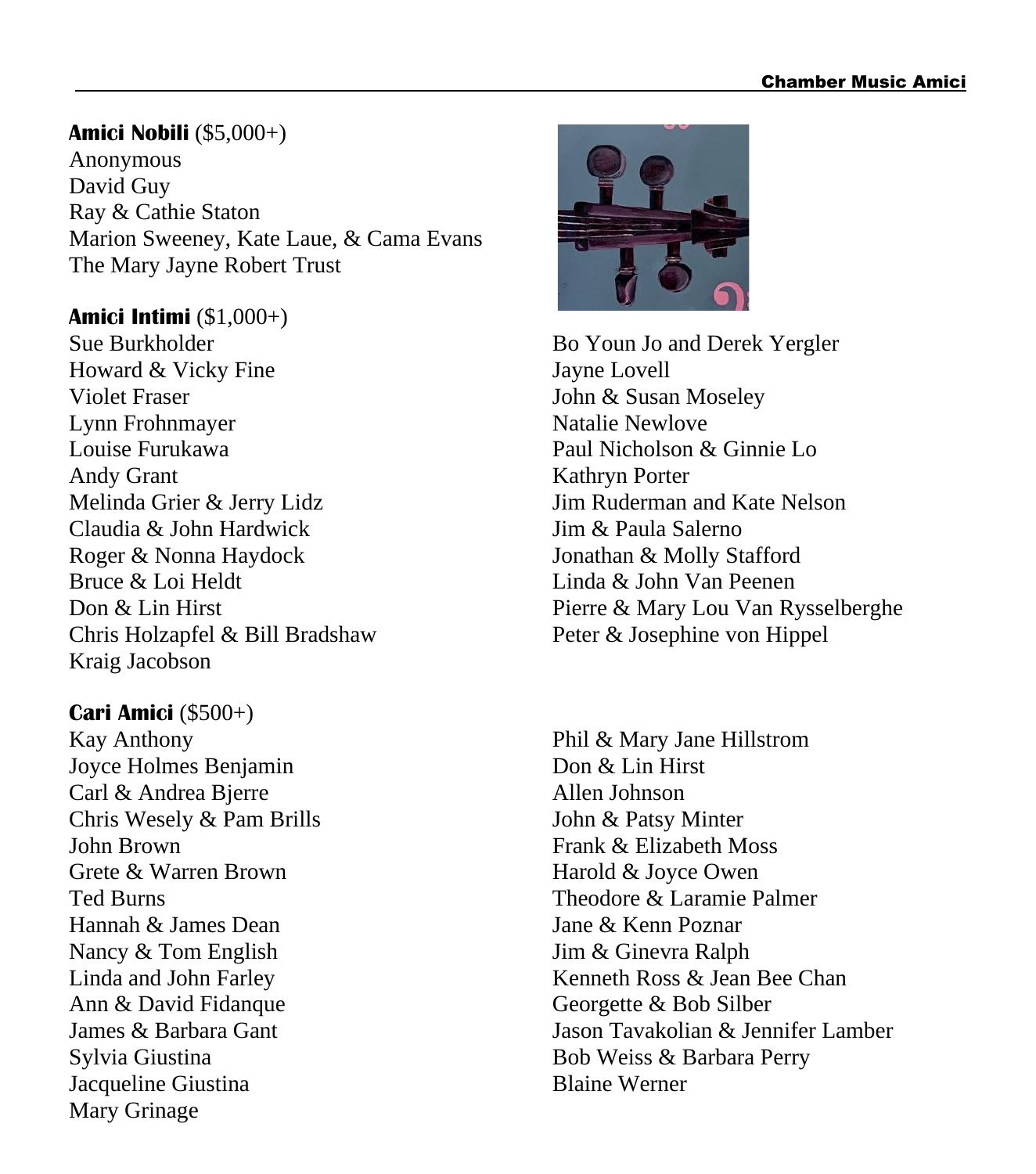**Amici Nobili** ($5,000+)
Anonymous
David Guy
Ray & Cathie Staton
Marion Sweeney, Kate Laue, & Cama Evans
The Mary Jayne Robert Trust

**Amici Intimi** ($1,000+)
Sue Burkholder
Howard & Vicky Fine
Violet Fraser
Lynn Frohnmayer
Louise Furukawa
Andy Grant
Melinda Grier & Jerry Lidz
Claudia & John Hardwick
Roger & Nonna Haydock
Bruce & Loi Heldt
Don & Lin Hirst
Chris Holzapfel & Bill Bradshaw
Kraig Jacobson
Bo Youn Jo and Derek Yergler
Jayne Lovell
John & Susan Moseley
Natalie Newlove
Paul Nicholson & Ginnie Lo
Kathryn Porter
Jim Ruderman and Kate Nelson
Jim & Paula Salerno
Jonathan & Molly Stafford
Linda & John Van Peenen
Pierre & Mary Lou Van Rysselberghe
Peter & Josephine von Hippel

**Cari Amici** ($500+)
Kay Anthony
Joyce Holmes Benjamin
Carl & Andrea Bjerre
Chris Wesely & Pam Brills
John Brown
Grete & Warren Brown
Ted Burns
Hannah & James Dean
Nancy & Tom English
Linda and John Farley
Ann & David Fidanque
James & Barbara Gant
Sylvia Giustina
Jacqueline Giustina
Mary Grinage
Phil & Mary Jane Hillstrom
Don & Lin Hirst
Allen Johnson
John & Patsy Minter
Frank & Elizabeth Moss
Harold & Joyce Owen
Theodore & Laramie Palmer
Jane & Kenn Poznar
Jim & Ginevra Ralph
Kenneth Ross & Jean Bee Chan
Georgette & Bob Silber
Jason Tavakolian & Jennifer Lamber
Bob Weiss & Barbara Perry
Blaine Werner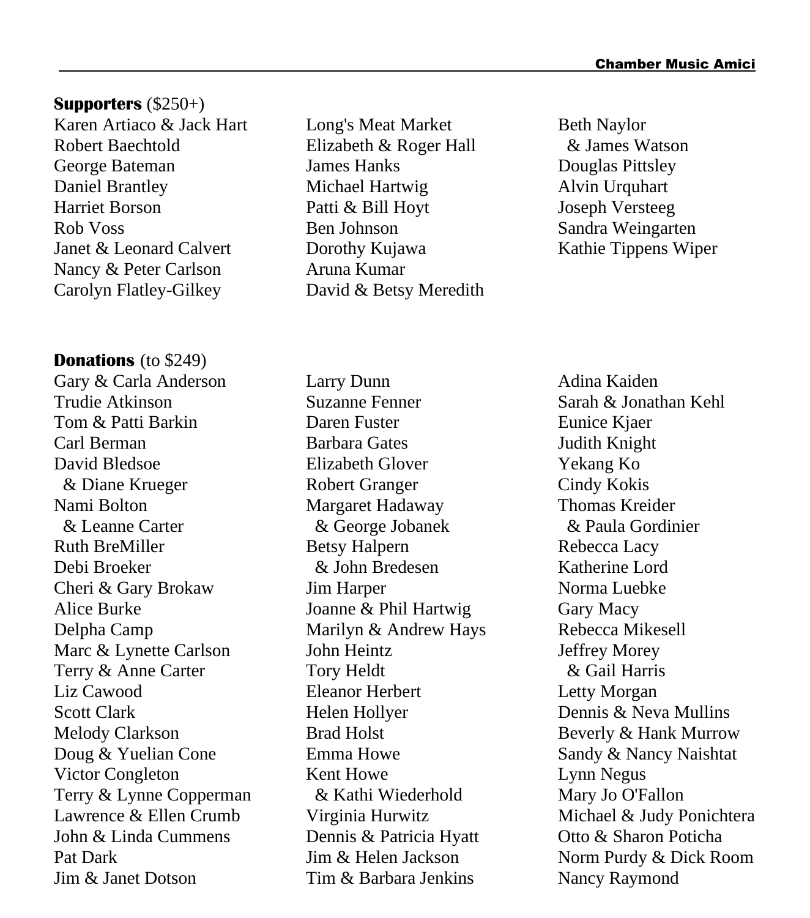**Supporters** ($250+)

Karen Artiaco & Jack Hart
Robert Baechtold
George Bateman
Daniel Brantley
Harriet Borson
Rob Voss
Janet & Leonard Calvert
Nancy & Peter Carlson
Carolyn Flatley-Gilkey
Long's Meat Market
Elizabeth & Roger Hall
James Hanks
Michael Hartwig
Patti & Bill Hoyt
Ben Johnson
Dorothy Kujawa
Aruna Kumar
David & Betsy Meredith
Beth Naylor & James Watson
Douglas Pittsley
Alvin Urquhart
Joseph Versteeg
Sandra Weingarten
Kathie Tippens Wiper

**Donations** (to $249)

Gary & Carla Anderson
Trudie Atkinson
Tom & Patti Barkin
Carl Berman
David Bledsoe & Diane Krueger
Nami Bolton & Leanne Carter
Ruth BreMiller
Debi Broeker
Cheri & Gary Brokaw
Alice Burke
Delpha Camp
Marc & Lynette Carlson
Terry & Anne Carter
Liz Cawood
Scott Clark
Melody Clarkson
Doug & Yuelian Cone
Victor Congleton
Terry & Lynne Copperman
Lawrence & Ellen Crumb
John & Linda Cummens
Pat Dark
Jim & Janet Dotson
Larry Dunn
Suzanne Fenner
Daren Fuster
Barbara Gates
Elizabeth Glover
Robert Granger
Margaret Hadaway & George Jobanek
Betsy Halpern & John Bredesen
Jim Harper
Joanne & Phil Hartwig
Marilyn & Andrew Hays
John Heintz
Tory Heldt
Eleanor Herbert
Helen Hollyer
Brad Holst
Emma Howe
Kent Howe & Kathi Wiederhold
Virginia Hurwitz
Dennis & Patricia Hyatt
Jim & Helen Jackson
Tim & Barbara Jenkins
Adina Kaiden
Sarah & Jonathan Kehl
Eunice Kjaer
Judith Knight
Yekang Ko
Cindy Kokis
Thomas Kreider & Paula Gordinier
Rebecca Lacy
Katherine Lord
Norma Luebke
Gary Macy
Rebecca Mikesell
Jeffrey Morey & Gail Harris
Letty Morgan
Dennis & Neva Mullins
Beverly & Hank Murrow
Sandy & Nancy Naishtat
Lynn Negus
Mary Jo O'Fallon
Michael & Judy Ponichtera
Otto & Sharon Poticha
Norm Purdy & Dick Room
Nancy Raymond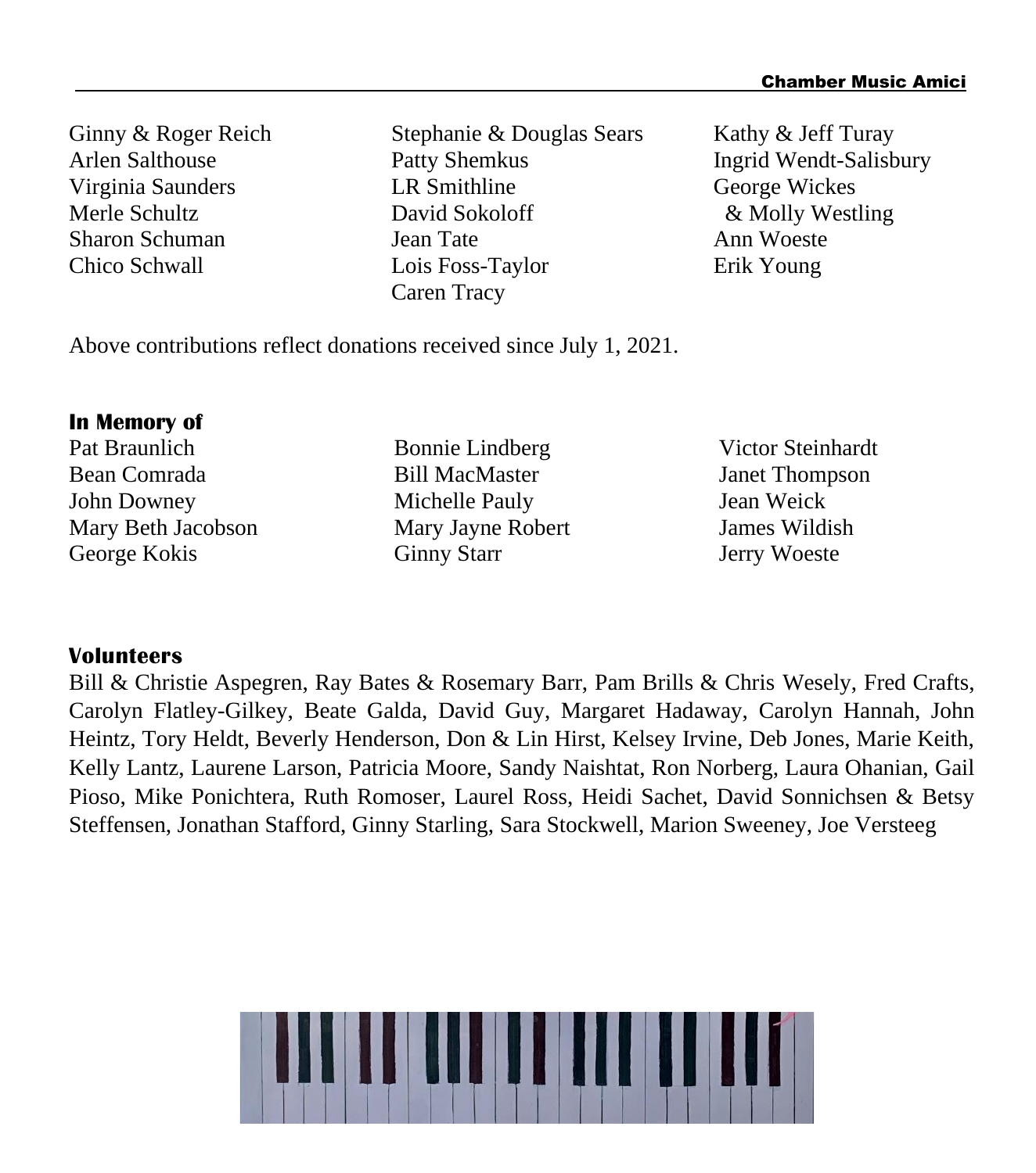Ginny & Roger Reich
Arlen Salthouse
Virginia Saunders
Merle Schultz
Sharon Schuman
Chico Schwall
Stephanie & Douglas Sears
Patty Shemkus
LR Smithline
David Sokoloff
Jean Tate
Lois Foss-Taylor
Caren Tracy
Kathy & Jeff Turay
Ingrid Wendt-Salisbury
George Wickes
& Molly Westling
Ann Woeste
Erik Young

Above contributions reflect donations received since July 1, 2021.

**In Memory of**

Pat Braunlich
Bean Comrada
John Downey
Mary Beth Jacobson
George Kokis
Bonnie Lindberg
Bill MacMaster
Michelle Pauly
Mary Jayne Robert
Ginny Starr
Victor Steinhardt
Janet Thompson
Jean Weick
James Wildish
Jerry Woeste

**Volunteers**

Bill & Christie Aspegren, Ray Bates & Rosemary Barr, Pam Brills & Chris Wesely, Fred Crafts, Carolyn Flatley-Gilkey, Beate Galda, David Guy, Margaret Hadaway, Carolyn Hannah, John Heintz, Tory Heldt, Beverly Henderson, Don & Lin Hirst, Kelsey Irvine, Deb Jones, Marie Keith, Kelly Lantz, Laurene Larson, Patricia Moore, Sandy Naishtat, Ron Norberg, Laura Ohanian, Gail Pioso, Mike Ponichtera, Ruth Romoser, Laurel Ross, Heidi Sachet, David Sonnichsen & Betsy Steffensen, Jonathan Stafford, Ginny Starling, Sara Stockwell, Marion Sweeney, Joe Versteeg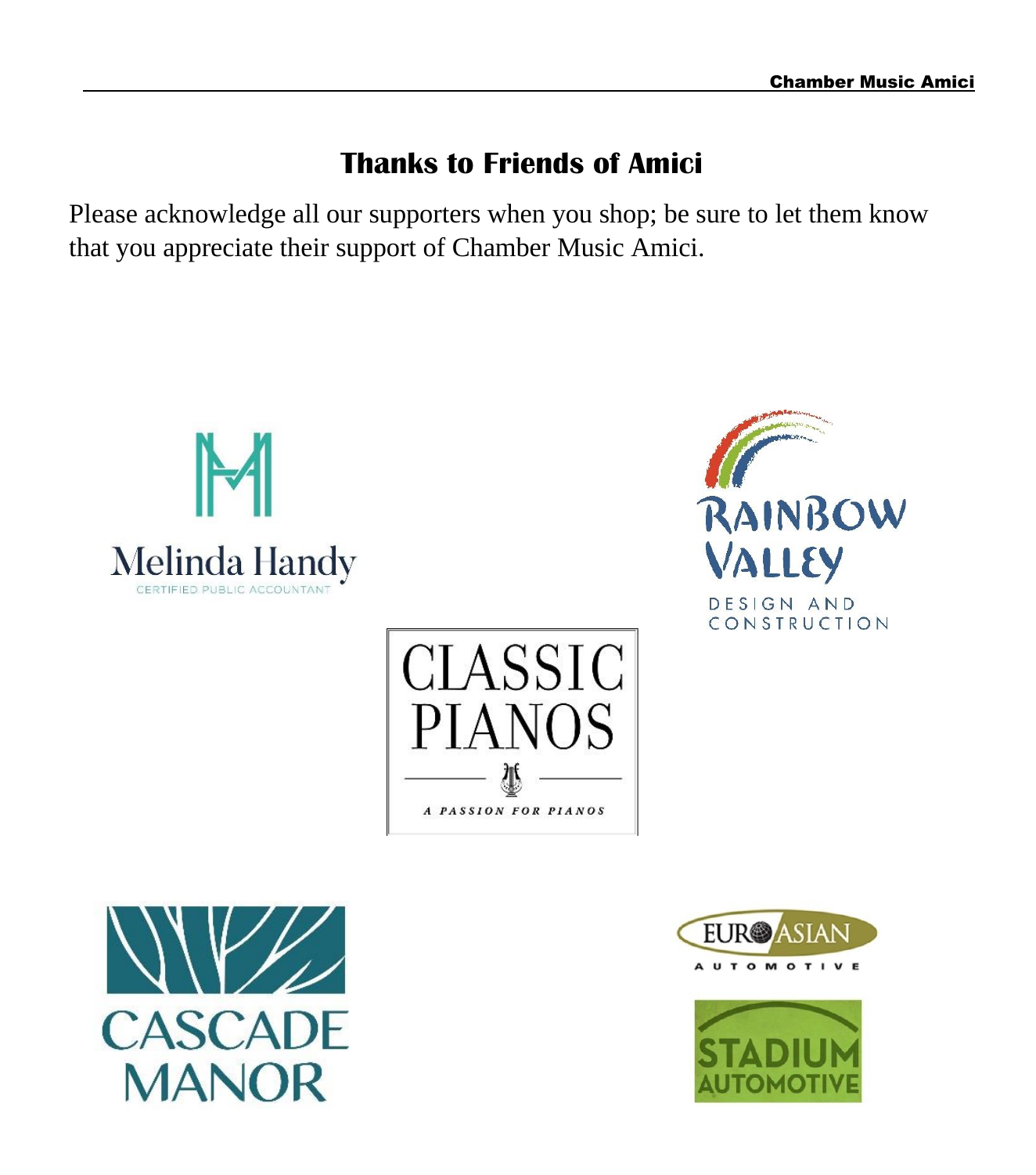## Thanks to Friends of Amici

Please acknowledge all our supporters when you shop; be sure to let them know that you appreciate their support of Chamber Music Amici.

Melinda Handy
CERTIFIED PUBLIC ACCOUNTANT

RAINBOW VALLEY
DESIGN AND CONSTRUCTION

CLASSIC PIANOS
A PASSION FOR PIANOS

CASCADE MANOR

EURO ASIAN
AUTOMOTIVE

STADIUM AUTOMOTIVE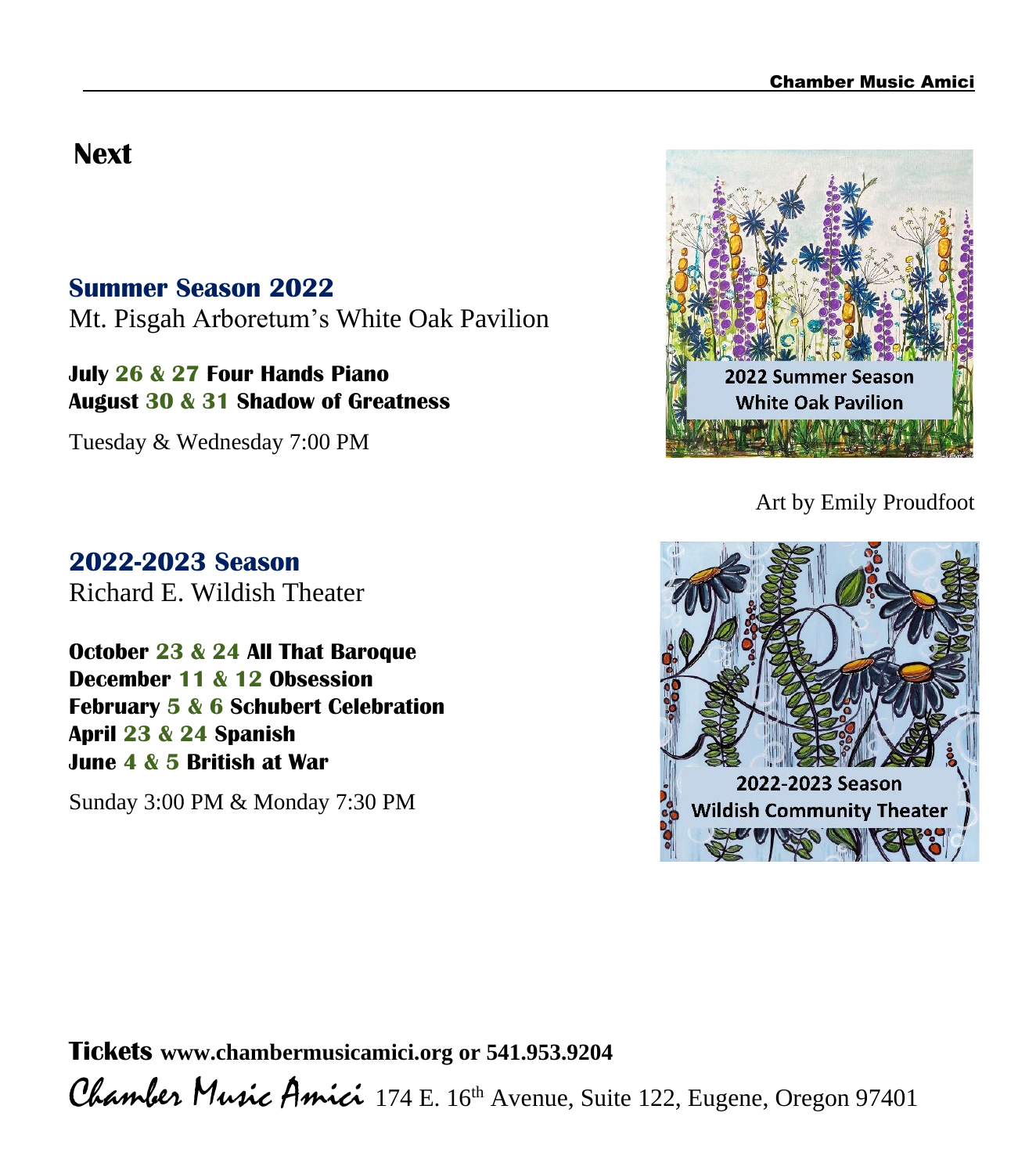## Next

### Summer Season 2022

Mt. Pisgah Arboretum's White Oak Pavilion

**July 26 & 27 Four Hands Piano**
**August 30 & 31 Shadow of Greatness**

Tuesday & Wednesday 7:00 PM

2022 Summer Season
White Oak Pavilion

Art by Emily Proudfoot

### 2022-2023 Season

Richard E. Wildish Theater

**October 23 & 24 All That Baroque**
**December 11 & 12 Obsession**
**February 5 & 6 Schubert Celebration**
**April 23 & 24 Spanish**
**June 4 & 5 British at War**

Sunday 3:00 PM & Monday 7:30 PM

2022-2023 Season
Wildish Community Theater

**Tickets** **www.chambermusicamici.org or 541.953.9204**

*Chamber Music Amici* 174 E. 16th Avenue, Suite 122, Eugene, Oregon 97401